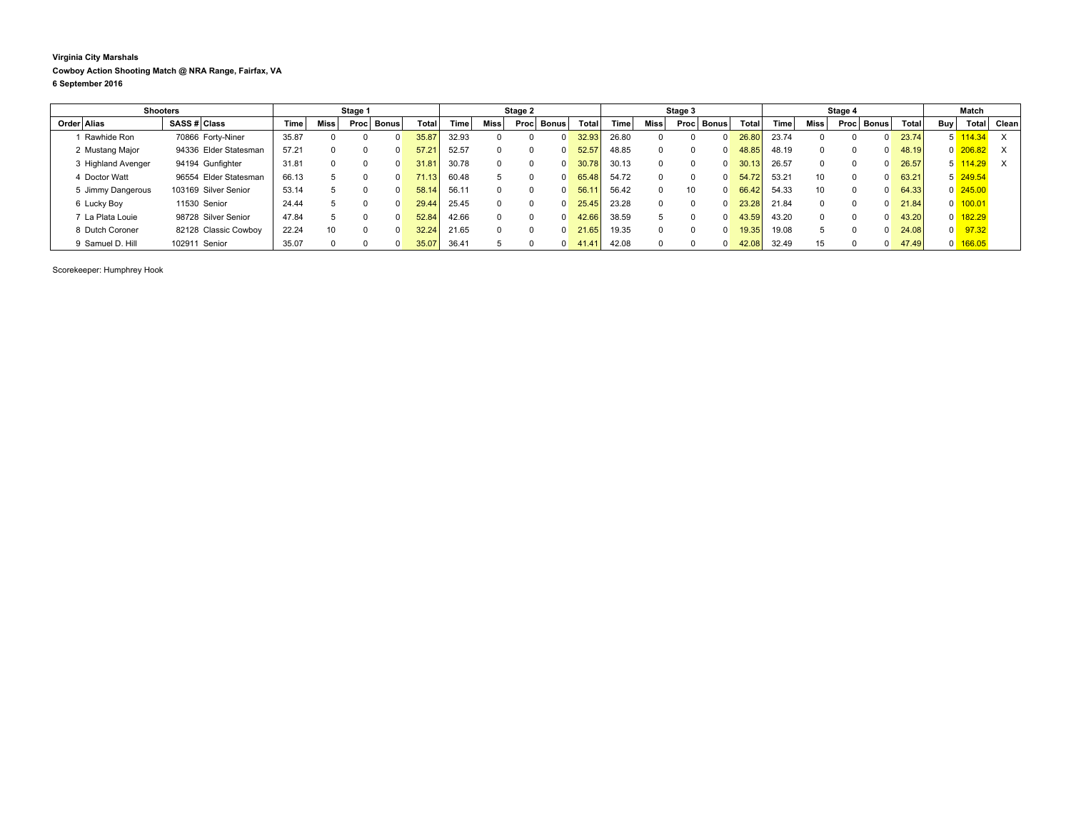**Virginia City Marshals**

**Cowboy Action Shooting Match @ NRA Range, Fairfax, VA**

**6 September 2016**

| Shooters | | | | Stage 1 | | | | | Stage 2 | | | | | Stage 3 | | | | | Stage 4 | | | | | Match | | |
|---|---|---|---|---|---|---|---|---|---|---|---|---|---|---|---|---|---|---|---|---|---|---|---|---|---|---|
| Order | Alias | SASS # | Class | Time | Miss | Proc | Bonus | Total | Time | Miss | Proc | Bonus | Total | Time | Miss | Proc | Bonus | Total | Time | Miss | Proc | Bonus | Total | Buy | Total | Clean |
| 1 | Rawhide Ron | 70866 | Forty-Niner | 35.87 | 0 | 0 | 0 | 35.87 | 32.93 | 0 | 0 | 0 | 32.93 | 26.80 | 0 | 0 | 0 | 26.80 | 23.74 | 0 | 0 | 0 | 23.74 | 5 | 114.34 | X |
| 2 | Mustang Major | 94336 | Elder Statesman | 57.21 | 0 | 0 | 0 | 57.21 | 52.57 | 0 | 0 | 0 | 52.57 | 48.85 | 0 | 0 | 0 | 48.85 | 48.19 | 0 | 0 | 0 | 48.19 | 0 | 206.82 | X |
| 3 | Highland Avenger | 94194 | Gunfighter | 31.81 | 0 | 0 | 0 | 31.81 | 30.78 | 0 | 0 | 0 | 30.78 | 30.13 | 0 | 0 | 0 | 30.13 | 26.57 | 0 | 0 | 0 | 26.57 | 5 | 114.29 | X |
| 4 | Doctor Watt | 96554 | Elder Statesman | 66.13 | 5 | 0 | 0 | 71.13 | 60.48 | 5 | 0 | 0 | 65.48 | 54.72 | 0 | 0 | 0 | 54.72 | 53.21 | 10 | 0 | 0 | 63.21 | 5 | 249.54 | |
| 5 | Jimmy Dangerous | 103169 | Silver Senior | 53.14 | 5 | 0 | 0 | 58.14 | 56.11 | 0 | 0 | 0 | 56.11 | 56.42 | 0 | 10 | 0 | 66.42 | 54.33 | 10 | 0 | 0 | 64.33 | 0 | 245.00 | |
| 6 | Lucky Boy | 11530 | Senior | 24.44 | 5 | 0 | 0 | 29.44 | 25.45 | 0 | 0 | 0 | 25.45 | 23.28 | 0 | 0 | 0 | 23.28 | 21.84 | 0 | 0 | 0 | 21.84 | 0 | 100.01 | |
| 7 | La Plata Louie | 98728 | Silver Senior | 47.84 | 5 | 0 | 0 | 52.84 | 42.66 | 0 | 0 | 0 | 42.66 | 38.59 | 5 | 0 | 0 | 43.59 | 43.20 | 0 | 0 | 0 | 43.20 | 0 | 182.29 | |
| 8 | Dutch Coroner | 82128 | Classic Cowboy | 22.24 | 10 | 0 | 0 | 32.24 | 21.65 | 0 | 0 | 0 | 21.65 | 19.35 | 0 | 0 | 0 | 19.35 | 19.08 | 5 | 0 | 0 | 24.08 | 0 | 97.32 | |
| 9 | Samuel D. Hill | 102911 | Senior | 35.07 | 0 | 0 | 0 | 35.07 | 36.41 | 5 | 0 | 0 | 41.41 | 42.08 | 0 | 0 | 0 | 42.08 | 32.49 | 15 | 0 | 0 | 47.49 | 0 | 166.05 | |

Scorekeeper: Humphrey Hook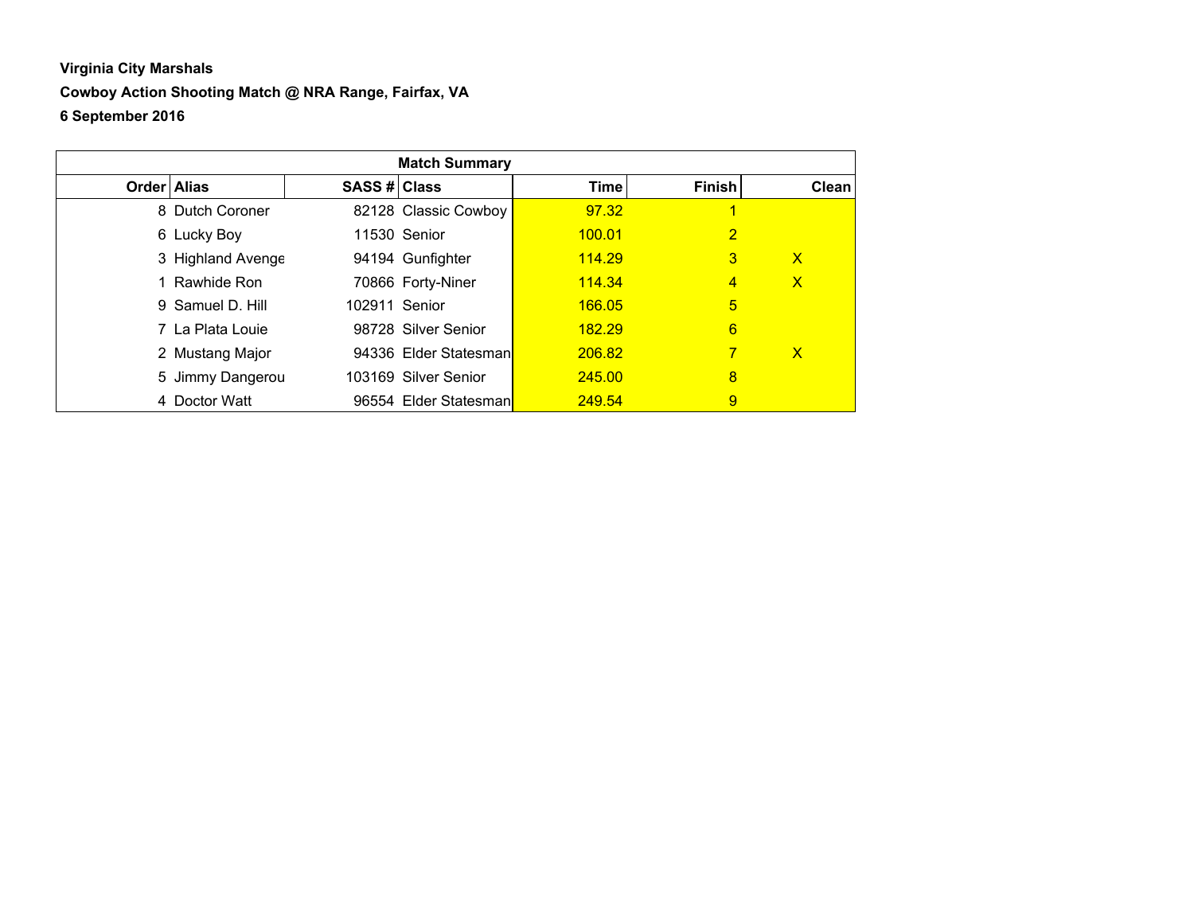**Virginia City Marshals**

**Cowboy Action Shooting Match @ NRA Range, Fairfax, VA**

**6 September 2016**

| Match Summary | | | | | | |
|---|---|---|---|---|---|---|
| **Order** | **Alias** | **SASS #** | **Class** | **Time** | **Finish** | **Clean** |
| 8 | Dutch Coroner | 82128 | Classic Cowboy | 97.32 | 1 | |
| 6 | Lucky Boy | 11530 | Senior | 100.01 | 2 | |
| 3 | Highland Avenge | 94194 | Gunfighter | 114.29 | 3 | X |
| 1 | Rawhide Ron | 70866 | Forty-Niner | 114.34 | 4 | X |
| 9 | Samuel D. Hill | 102911 | Senior | 166.05 | 5 | |
| 7 | La Plata Louie | 98728 | Silver Senior | 182.29 | 6 | |
| 2 | Mustang Major | 94336 | Elder Statesman | 206.82 | 7 | X |
| 5 | Jimmy Dangerou | 103169 | Silver Senior | 245.00 | 8 | |
| 4 | Doctor Watt | 96554 | Elder Statesman | 249.54 | 9 | |